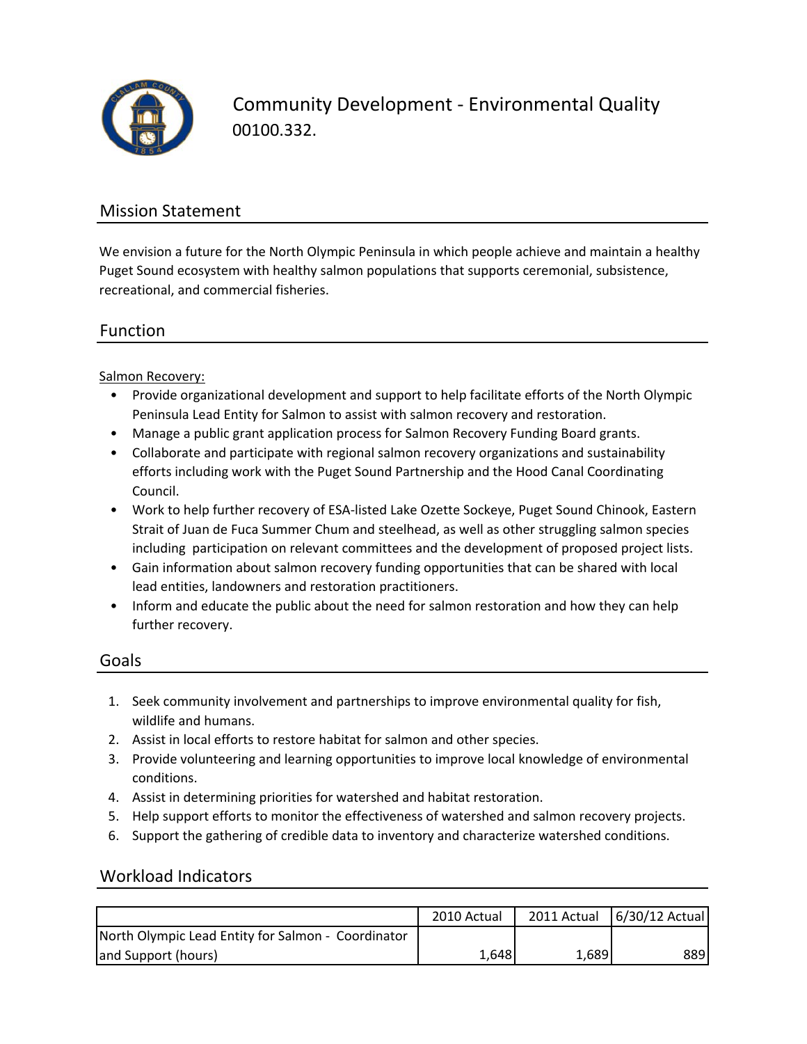# Community Development - Environmental Quality

00100.332.

## Mission Statement

We envision a future for the North Olympic Peninsula in which people achieve and maintain a healthy Puget Sound ecosystem with healthy salmon populations that supports ceremonial, subsistence, recreational, and commercial fisheries.

## Function

Salmon Recovery:

- Provide organizational development and support to help facilitate efforts of the North Olympic Peninsula Lead Entity for Salmon to assist with salmon recovery and restoration.
- Manage a public grant application process for Salmon Recovery Funding Board grants.
- Collaborate and participate with regional salmon recovery organizations and sustainability efforts including work with the Puget Sound Partnership and the Hood Canal Coordinating Council.
- Work to help further recovery of ESA-listed Lake Ozette Sockeye, Puget Sound Chinook, Eastern Strait of Juan de Fuca Summer Chum and steelhead, as well as other struggling salmon species including participation on relevant committees and the development of proposed project lists.
- Gain information about salmon recovery funding opportunities that can be shared with local lead entities, landowners and restoration practitioners.
- Inform and educate the public about the need for salmon restoration and how they can help further recovery.

## Goals

1. Seek community involvement and partnerships to improve environmental quality for fish, wildlife and humans.
2. Assist in local efforts to restore habitat for salmon and other species.
3. Provide volunteering and learning opportunities to improve local knowledge of environmental conditions.
4. Assist in determining priorities for watershed and habitat restoration.
5. Help support efforts to monitor the effectiveness of watershed and salmon recovery projects.
6. Support the gathering of credible data to inventory and characterize watershed conditions.

## Workload Indicators

| | 2010 Actual | 2011 Actual | 6/30/12 Actual |
|---|---|---|---|
| North Olympic Lead Entity for Salmon - Coordinator and Support (hours) | 1,648 | 1,689 | 889 |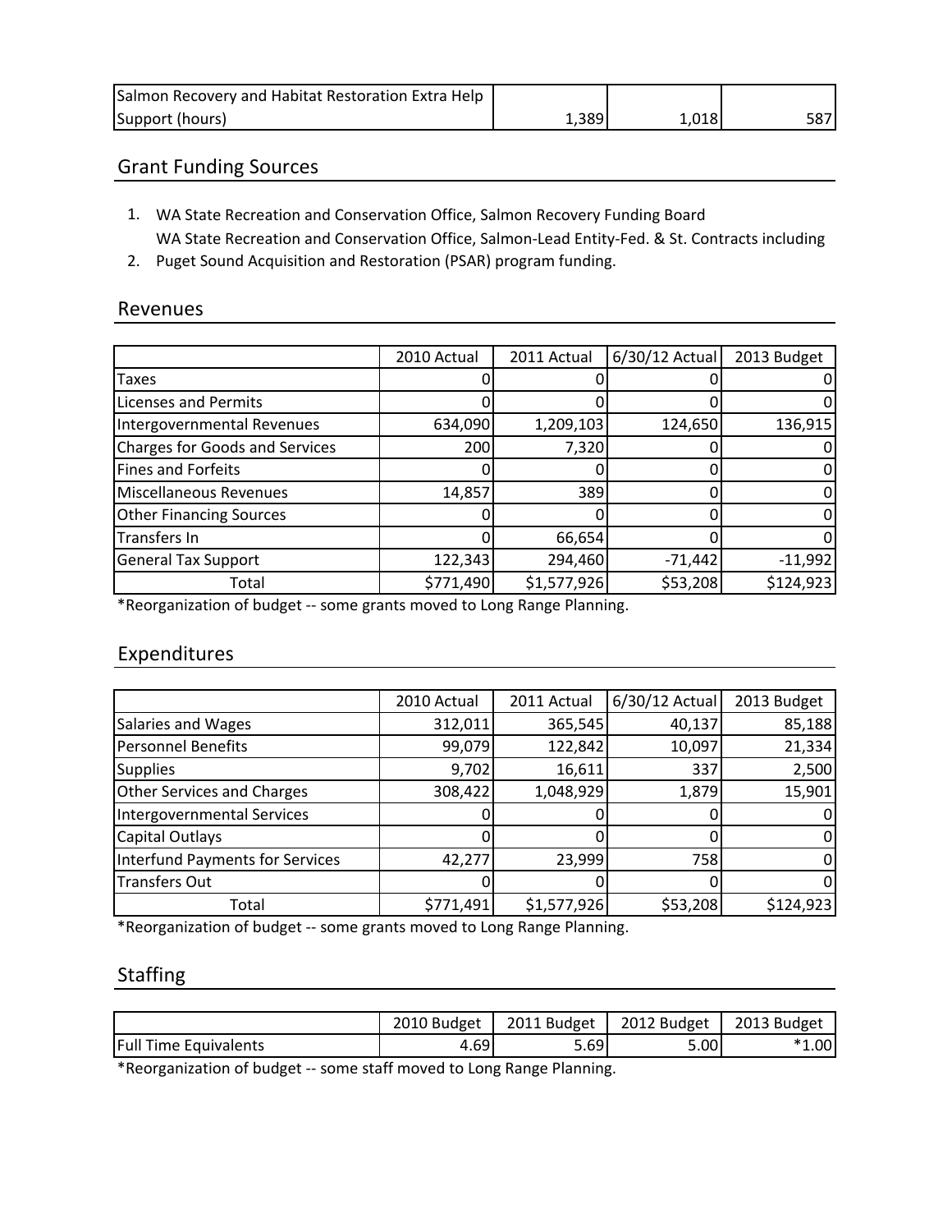| | | | |
|---|---|---|---|
| Salmon Recovery and Habitat Restoration Extra Help Support (hours) | 1,389 | 1,018 | 587 |

## Grant Funding Sources

1. WA State Recreation and Conservation Office, Salmon Recovery Funding Board
   WA State Recreation and Conservation Office, Salmon-Lead Entity-Fed. & St. Contracts including
2. Puget Sound Acquisition and Restoration (PSAR) program funding.

## Revenues

| | 2010 Actual | 2011 Actual | 6/30/12 Actual | 2013 Budget |
|---|---|---|---|---|
| Taxes | 0 | 0 | 0 | 0 |
| Licenses and Permits | 0 | 0 | 0 | 0 |
| Intergovernmental Revenues | 634,090 | 1,209,103 | 124,650 | 136,915 |
| Charges for Goods and Services | 200 | 7,320 | 0 | 0 |
| Fines and Forfeits | 0 | 0 | 0 | 0 |
| Miscellaneous Revenues | 14,857 | 389 | 0 | 0 |
| Other Financing Sources | 0 | 0 | 0 | 0 |
| Transfers In | 0 | 66,654 | 0 | 0 |
| General Tax Support | 122,343 | 294,460 | -71,442 | -11,992 |
| Total | $771,490 | $1,577,926 | $53,208 | $124,923 |

*Reorganization of budget -- some grants moved to Long Range Planning.

## Expenditures

| | 2010 Actual | 2011 Actual | 6/30/12 Actual | 2013 Budget |
|---|---|---|---|---|
| Salaries and Wages | 312,011 | 365,545 | 40,137 | 85,188 |
| Personnel Benefits | 99,079 | 122,842 | 10,097 | 21,334 |
| Supplies | 9,702 | 16,611 | 337 | 2,500 |
| Other Services and Charges | 308,422 | 1,048,929 | 1,879 | 15,901 |
| Intergovernmental Services | 0 | 0 | 0 | 0 |
| Capital Outlays | 0 | 0 | 0 | 0 |
| Interfund Payments for Services | 42,277 | 23,999 | 758 | 0 |
| Transfers Out | 0 | 0 | 0 | 0 |
| Total | $771,491 | $1,577,926 | $53,208 | $124,923 |

*Reorganization of budget -- some grants moved to Long Range Planning.

## Staffing

| | 2010 Budget | 2011 Budget | 2012 Budget | 2013 Budget |
|---|---|---|---|---|
| Full Time Equivalents | 4.69 | 5.69 | 5.00 | *1.00 |

*Reorganization of budget -- some staff moved to Long Range Planning.